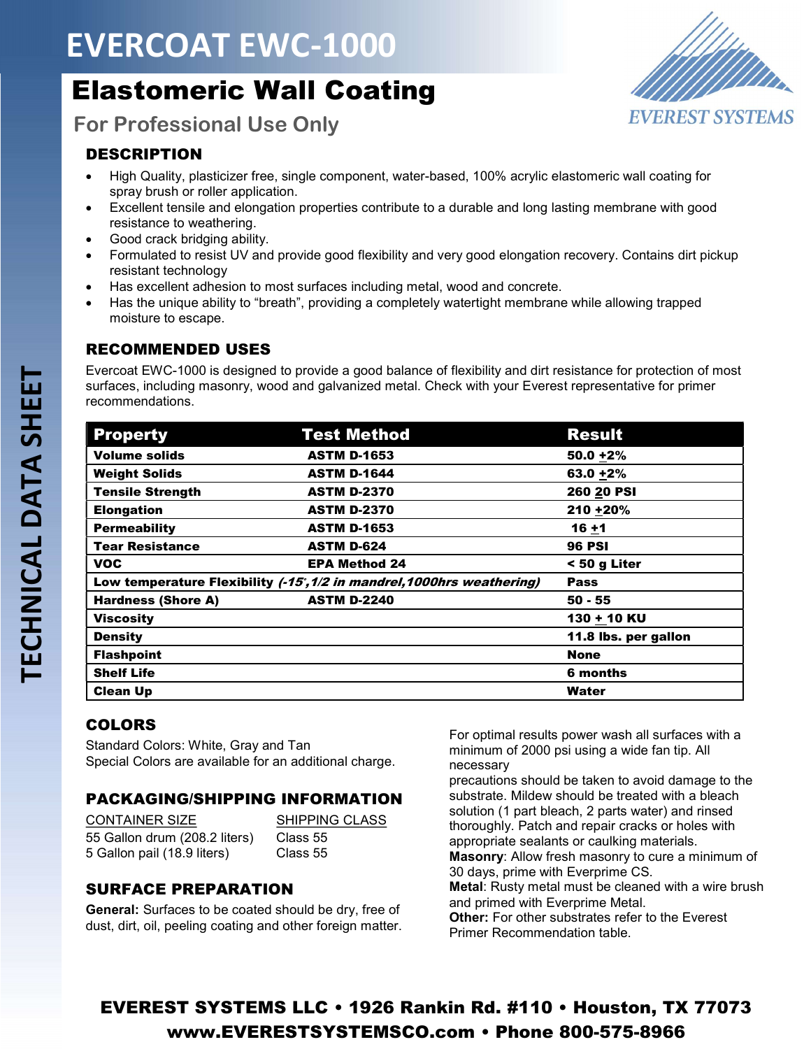# EVERCOAT EWC-1000

## Elastomeric Wall Coating

### For Professional Use Only

EVEREST SYSTEMS

TECHNICAL DATA SHEET

### DESCRIPTION

- High Quality, plasticizer free, single component, water-based, 100% acrylic elastomeric wall coating for spray brush or roller application.
- Excellent tensile and elongation properties contribute to a durable and long lasting membrane with good resistance to weathering.
- Good crack bridging ability.
- Formulated to resist UV and provide good flexibility and very good elongation recovery. Contains dirt pickup resistant technology
- Has excellent adhesion to most surfaces including metal, wood and concrete.
- Has the unique ability to "breath", providing a completely watertight membrane while allowing trapped moisture to escape.

### RECOMMENDED USES

Evercoat EWC-1000 is designed to provide a good balance of flexibility and dirt resistance for protection of most surfaces, including masonry, wood and galvanized metal. Check with your Everest representative for primer recommendations.

| Property | Test Method | Result |
|---|---|---|
| **Volume solids** | **ASTM D-1653** | **50.0 ±2%** |
| **Weight Solids** | **ASTM D-1644** | **63.0 ±2%** |
| **Tensile Strength** | **ASTM D-2370** | **260 ±20 PSI** |
| **Elongation** | **ASTM D-2370** | **210 ±20%** |
| **Permeability** | **ASTM D-1653** | **16 ±1** |
| **Tear Resistance** | **ASTM D-624** | **96 PSI** |
| **VOC** | **EPA Method 24** | **< 50 g Liter** |
| **Low temperature Flexibility** | ***(-15°,1/2 in mandrel,1000hrs weathering)*** | **Pass** |
| **Hardness (Shore A)** | **ASTM D-2240** | **50 - 55** |
| **Viscosity** | | **130 ± 10 KU** |
| **Density** | | **11.8 lbs. per gallon** |
| **Flashpoint** | | **None** |
| **Shelf Life** | | **6 months** |
| **Clean Up** | | **Water** |

### COLORS

Standard Colors: White, Gray and Tan
Special Colors are available for an additional charge.

### PACKAGING/SHIPPING INFORMATION

| CONTAINER SIZE | SHIPPING CLASS |
|---|---|
| 55 Gallon drum (208.2 liters) | Class 55 |
| 5 Gallon pail (18.9 liters) | Class 55 |

### SURFACE PREPARATION

**General:** Surfaces to be coated should be dry, free of dust, dirt, oil, peeling coating and other foreign matter.

For optimal results power wash all surfaces with a minimum of 2000 psi using a wide fan tip. All necessary precautions should be taken to avoid damage to the substrate. Mildew should be treated with a bleach solution (1 part bleach, 2 parts water) and rinsed thoroughly. Patch and repair cracks or holes with appropriate sealants or caulking materials.

**Masonry**: Allow fresh masonry to cure a minimum of 30 days, prime with Everprime CS.

**Metal**: Rusty metal must be cleaned with a wire brush and primed with Everprime Metal.

**Other:** For other substrates refer to the Everest Primer Recommendation table.

**EVEREST SYSTEMS LLC • 1926 Rankin Rd. #110 • Houston, TX 77073**
**www.EVERESTSYSTEMSCO.com • Phone 800-575-8966**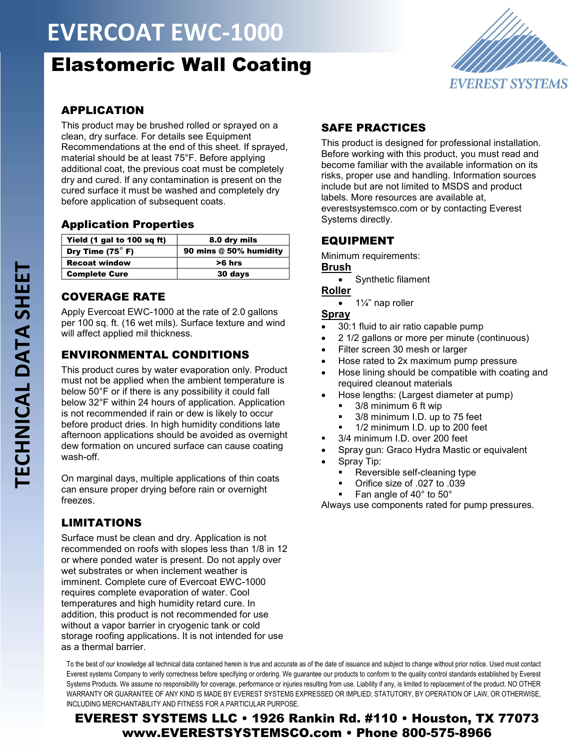# EVERCOAT EWC-1000

## Elastomeric Wall Coating

EVEREST SYSTEMS

TECHNICAL DATA SHEET

### APPLICATION

This product may be brushed rolled or sprayed on a clean, dry surface. For details see Equipment Recommendations at the end of this sheet. If sprayed, material should be at least 75°F. Before applying additional coat, the previous coat must be completely dry and cured. If any contamination is present on the cured surface it must be washed and completely dry before application of subsequent coats.

### Application Properties

| | |
|---|---|
| **Yield (1 gal to 100 sq ft)** | **8.0 dry mils** |
| **Dry Time (75° F)** | **90 mins @ 50% humidity** |
| **Recoat window** | **>6 hrs** |
| **Complete Cure** | **30 days** |

### COVERAGE RATE

Apply Evercoat EWC-1000 at the rate of 2.0 gallons per 100 sq. ft. (16 wet mils). Surface texture and wind will affect applied mil thickness.

### ENVIRONMENTAL CONDITIONS

This product cures by water evaporation only. Product must not be applied when the ambient temperature is below 50°F or if there is any possibility it could fall below 32°F within 24 hours of application. Application is not recommended if rain or dew is likely to occur before product dries. In high humidity conditions late afternoon applications should be avoided as overnight dew formation on uncured surface can cause coating wash-off.

On marginal days, multiple applications of thin coats can ensure proper drying before rain or overnight freezes.

### LIMITATIONS

Surface must be clean and dry. Application is not recommended on roofs with slopes less than 1/8 in 12 or where ponded water is present. Do not apply over wet substrates or when inclement weather is imminent. Complete cure of Evercoat EWC-1000 requires complete evaporation of water. Cool temperatures and high humidity retard cure. In addition, this product is not recommended for use without a vapor barrier in cryogenic tank or cold storage roofing applications. It is not intended for use as a thermal barrier.

### SAFE PRACTICES

This product is designed for professional installation. Before working with this product, you must read and become familiar with the available information on its risks, proper use and handling. Information sources include but are not limited to MSDS and product labels. More resources are available at, everestsystemsco.com or by contacting Everest Systems directly.

### EQUIPMENT

Minimum requirements:

**Brush**

- Synthetic filament

**Roller**

- 1¼" nap roller

**Spray**

- 30:1 fluid to air ratio capable pump
- 2 1/2 gallons or more per minute (continuous)
- Filter screen 30 mesh or larger
- Hose rated to 2x maximum pump pressure
- Hose lining should be compatible with coating and required cleanout materials
- Hose lengths: (Largest diameter at pump)
  - 3/8 minimum 6 ft wip
  - 3/8 minimum I.D. up to 75 feet
  - 1/2 minimum I.D. up to 200 feet
- 3/4 minimum I.D. over 200 feet
- Spray gun: Graco Hydra Mastic or equivalent
- Spray Tip:
  - Reversible self-cleaning type
  - Orifice size of .027 to .039
  - Fan angle of 40° to 50°

Always use components rated for pump pressures.

To the best of our knowledge all technical data contained herein is true and accurate as of the date of issuance and subject to change without prior notice. Used must contact Everest systems Company to verify correctness before specifying or ordering. We guarantee our products to conform to the quality control standards established by Everest Systems Products. We assume no responsibility for coverage, performance or injuries resulting from use. Liability if any, is limited to replacement of the product. NO OTHER WARRANTY OR GUARANTEE OF ANY KIND IS MADE BY EVEREST SYSTEMS EXPRESSED OR IMPLIED; STATUTORY, BY OPERATION OF LAW, OR OTHERWISE, INCLUDING MERCHANTABILITY AND FITNESS FOR A PARTICULAR PURPOSE.

**EVEREST SYSTEMS LLC • 1926 Rankin Rd. #110 • Houston, TX 77073**
**www.EVERESTSYSTEMSCO.com • Phone 800-575-8966**